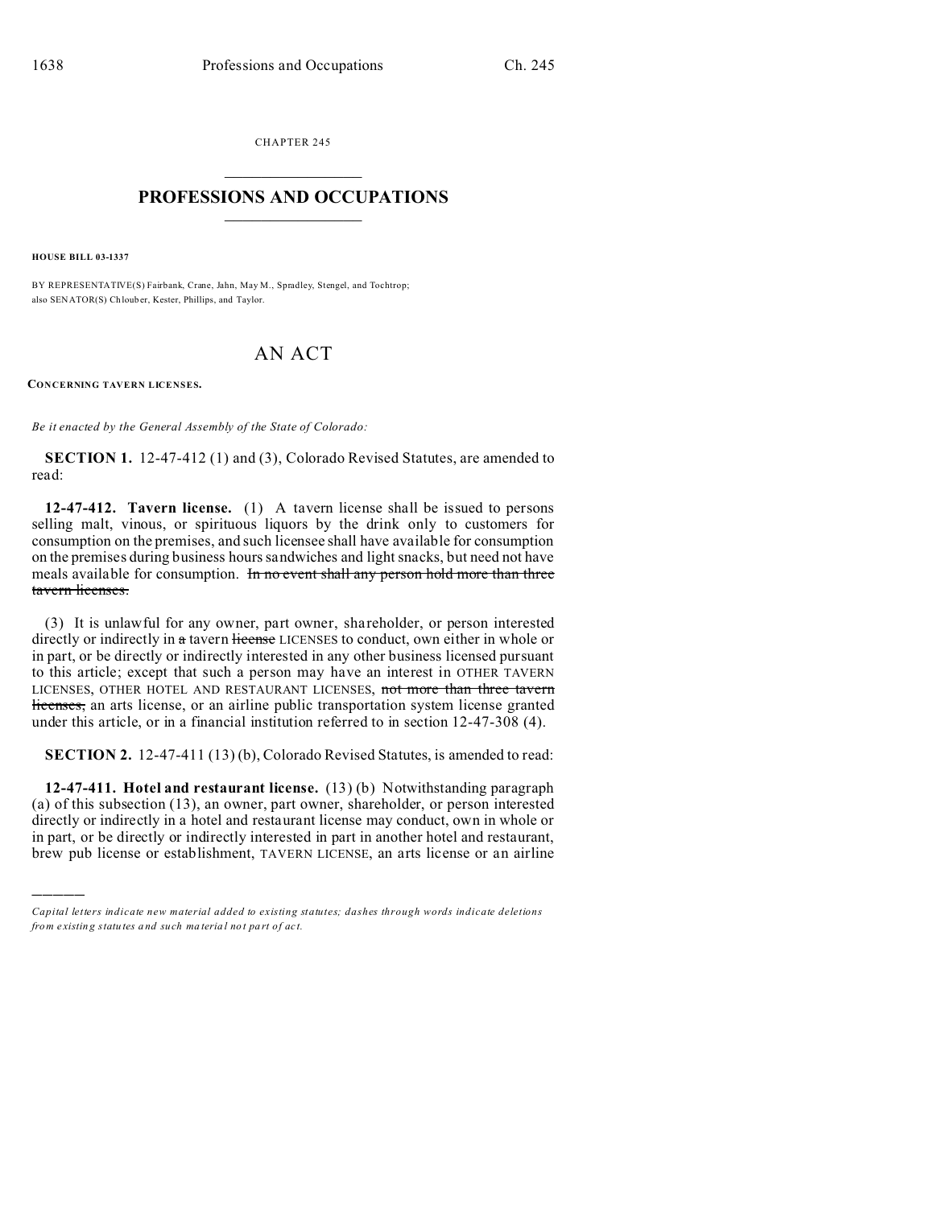CHAPTER 245

# PROFESSIONS AND OCCUPATIONS

**HOUSE BILL 03-1337**

BY REPRESENTATIVE(S) Fairbank, Crane, Jahn, May M., Spradley, Stengel, and Tochtrop; also SENATOR(S) Chlouber, Kester, Phillips, and Taylor.

# AN ACT

**CONCERNING TAVERN LICENSES.**

*Be it enacted by the General Assembly of the State of Colorado:*

**SECTION 1.** 12-47-412 (1) and (3), Colorado Revised Statutes, are amended to read:

**12-47-412. Tavern license.** (1) A tavern license shall be issued to persons selling malt, vinous, or spirituous liquors by the drink only to customers for consumption on the premises, and such licensee shall have available for consumption on the premises during business hours sandwiches and light snacks, but need not have meals available for consumption. ~~In no event shall any person hold more than three tavern licenses.~~

(3) It is unlawful for any owner, part owner, shareholder, or person interested directly or indirectly in ~~a~~ tavern ~~license~~ LICENSES to conduct, own either in whole or in part, or be directly or indirectly interested in any other business licensed pursuant to this article; except that such a person may have an interest in OTHER TAVERN LICENSES, OTHER HOTEL AND RESTAURANT LICENSES, ~~not more than three tavern licenses,~~ an arts license, or an airline public transportation system license granted under this article, or in a financial institution referred to in section 12-47-308 (4).

**SECTION 2.** 12-47-411 (13) (b), Colorado Revised Statutes, is amended to read:

**12-47-411. Hotel and restaurant license.** (13) (b) Notwithstanding paragraph (a) of this subsection (13), an owner, part owner, shareholder, or person interested directly or indirectly in a hotel and restaurant license may conduct, own in whole or in part, or be directly or indirectly interested in part in another hotel and restaurant, brew pub license or establishment, TAVERN LICENSE, an arts license or an airline

---

*Capital letters indicate new material added to existing statutes; dashes through words indicate deletions from existing statutes and such material not part of act.*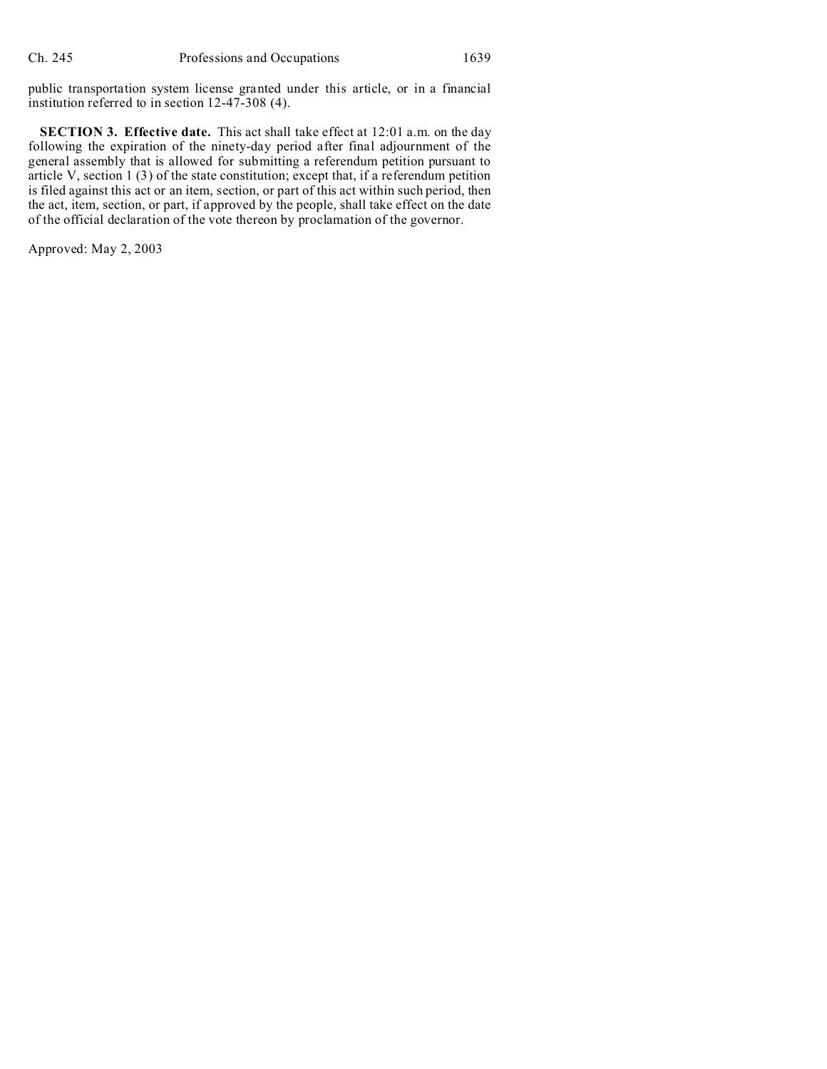public transportation system license granted under this article, or in a financial institution referred to in section 12-47-308 (4).

**SECTION 3. Effective date.** This act shall take effect at 12:01 a.m. on the day following the expiration of the ninety-day period after final adjournment of the general assembly that is allowed for submitting a referendum petition pursuant to article V, section 1 (3) of the state constitution; except that, if a referendum petition is filed against this act or an item, section, or part of this act within such period, then the act, item, section, or part, if approved by the people, shall take effect on the date of the official declaration of the vote thereon by proclamation of the governor.

Approved: May 2, 2003